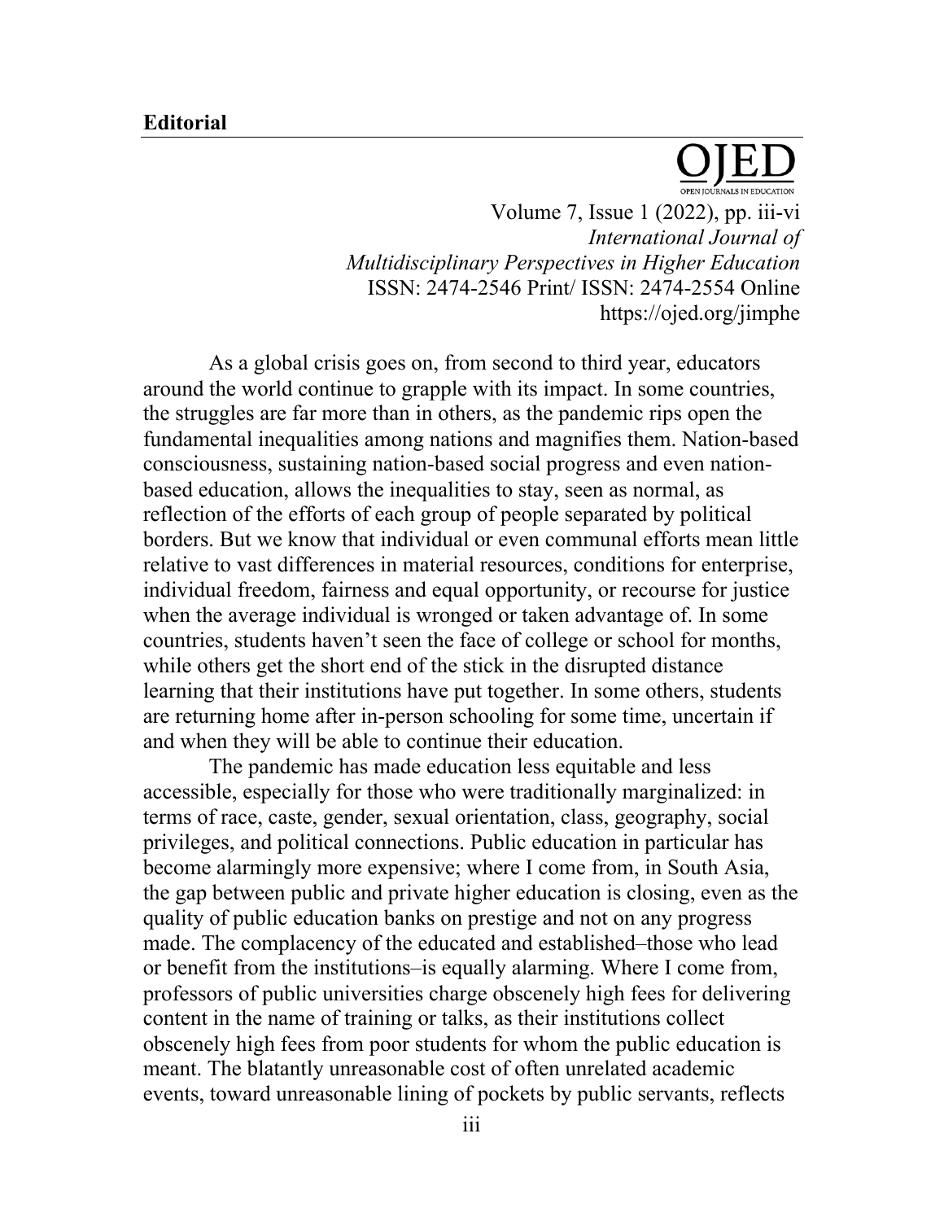**Editorial**

As a global crisis goes on, from second to third year, educators around the world continue to grapple with its impact. In some countries, the struggles are far more than in others, as the pandemic rips open the fundamental inequalities among nations and magnifies them. Nation-based consciousness, sustaining nation-based social progress and even nation-based education, allows the inequalities to stay, seen as normal, as reflection of the efforts of each group of people separated by political borders. But we know that individual or even communal efforts mean little relative to vast differences in material resources, conditions for enterprise, individual freedom, fairness and equal opportunity, or recourse for justice when the average individual is wronged or taken advantage of. In some countries, students haven't seen the face of college or school for months, while others get the short end of the stick in the disrupted distance learning that their institutions have put together. In some others, students are returning home after in-person schooling for some time, uncertain if and when they will be able to continue their education.

The pandemic has made education less equitable and less accessible, especially for those who were traditionally marginalized: in terms of race, caste, gender, sexual orientation, class, geography, social privileges, and political connections. Public education in particular has become alarmingly more expensive; where I come from, in South Asia, the gap between public and private higher education is closing, even as the quality of public education banks on prestige and not on any progress made. The complacency of the educated and established–those who lead or benefit from the institutions–is equally alarming. Where I come from, professors of public universities charge obscenely high fees for delivering content in the name of training or talks, as their institutions collect obscenely high fees from poor students for whom the public education is meant. The blatantly unreasonable cost of often unrelated academic events, toward unreasonable lining of pockets by public servants, reflects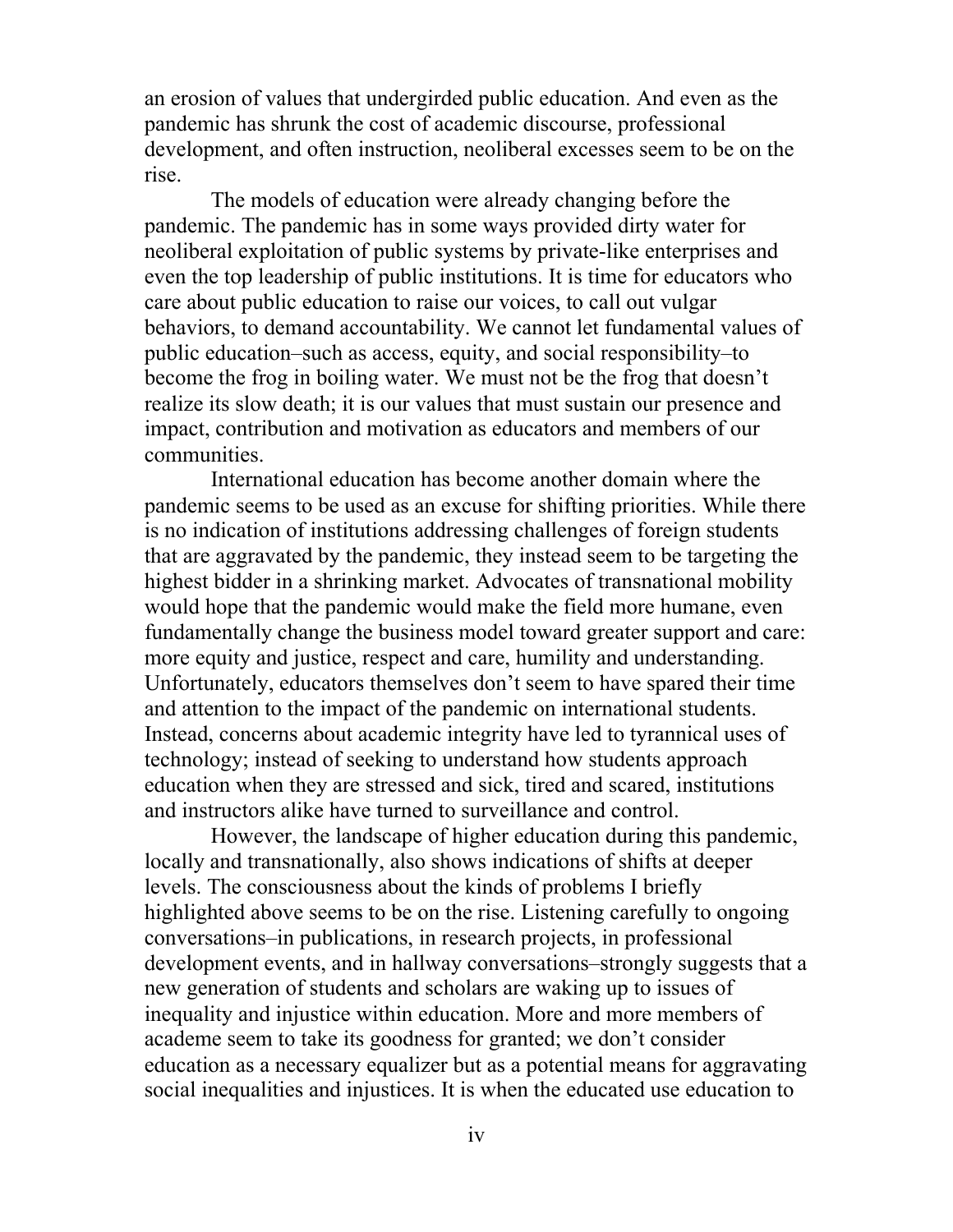an erosion of values that undergirded public education. And even as the pandemic has shrunk the cost of academic discourse, professional development, and often instruction, neoliberal excesses seem to be on the rise.

The models of education were already changing before the pandemic. The pandemic has in some ways provided dirty water for neoliberal exploitation of public systems by private-like enterprises and even the top leadership of public institutions. It is time for educators who care about public education to raise our voices, to call out vulgar behaviors, to demand accountability. We cannot let fundamental values of public education–such as access, equity, and social responsibility–to become the frog in boiling water. We must not be the frog that doesn't realize its slow death; it is our values that must sustain our presence and impact, contribution and motivation as educators and members of our communities.

International education has become another domain where the pandemic seems to be used as an excuse for shifting priorities. While there is no indication of institutions addressing challenges of foreign students that are aggravated by the pandemic, they instead seem to be targeting the highest bidder in a shrinking market. Advocates of transnational mobility would hope that the pandemic would make the field more humane, even fundamentally change the business model toward greater support and care: more equity and justice, respect and care, humility and understanding. Unfortunately, educators themselves don't seem to have spared their time and attention to the impact of the pandemic on international students. Instead, concerns about academic integrity have led to tyrannical uses of technology; instead of seeking to understand how students approach education when they are stressed and sick, tired and scared, institutions and instructors alike have turned to surveillance and control.

However, the landscape of higher education during this pandemic, locally and transnationally, also shows indications of shifts at deeper levels. The consciousness about the kinds of problems I briefly highlighted above seems to be on the rise. Listening carefully to ongoing conversations–in publications, in research projects, in professional development events, and in hallway conversations–strongly suggests that a new generation of students and scholars are waking up to issues of inequality and injustice within education. More and more members of academe seem to take its goodness for granted; we don't consider education as a necessary equalizer but as a potential means for aggravating social inequalities and injustices. It is when the educated use education to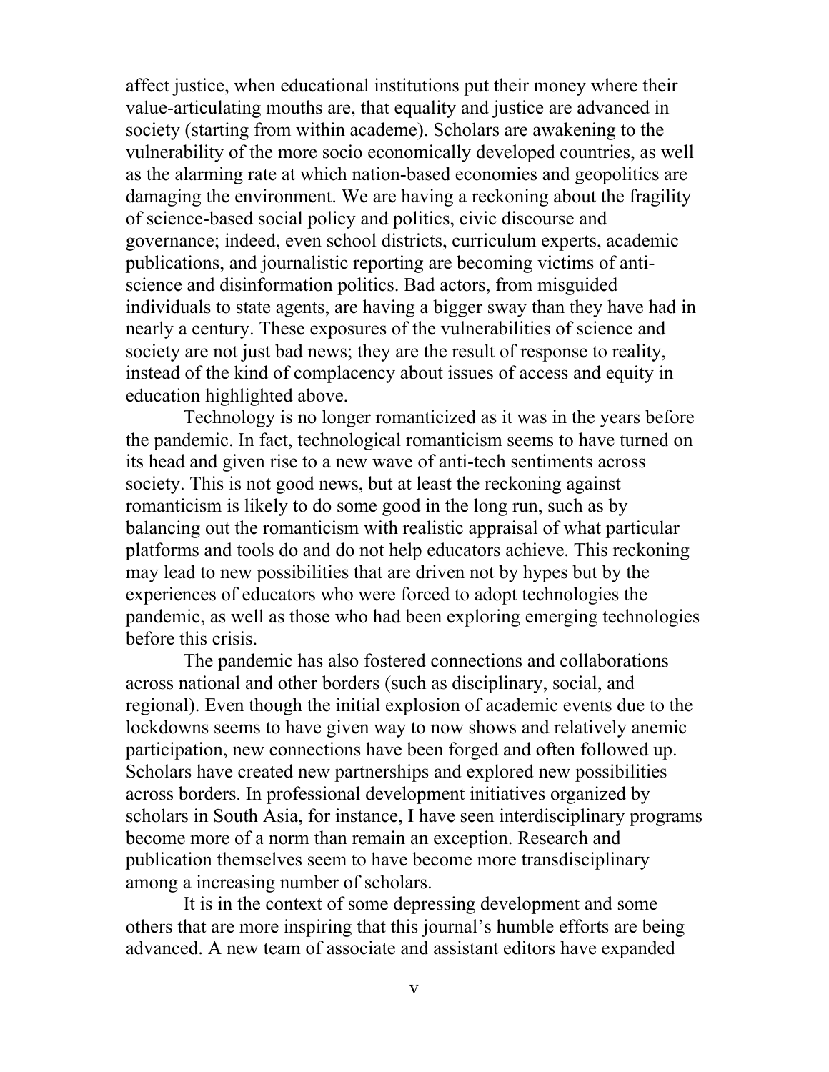affect justice, when educational institutions put their money where their value-articulating mouths are, that equality and justice are advanced in society (starting from within academe). Scholars are awakening to the vulnerability of the more socio economically developed countries, as well as the alarming rate at which nation-based economies and geopolitics are damaging the environment. We are having a reckoning about the fragility of science-based social policy and politics, civic discourse and governance; indeed, even school districts, curriculum experts, academic publications, and journalistic reporting are becoming victims of anti-science and disinformation politics. Bad actors, from misguided individuals to state agents, are having a bigger sway than they have had in nearly a century. These exposures of the vulnerabilities of science and society are not just bad news; they are the result of response to reality, instead of the kind of complacency about issues of access and equity in education highlighted above.

Technology is no longer romanticized as it was in the years before the pandemic. In fact, technological romanticism seems to have turned on its head and given rise to a new wave of anti-tech sentiments across society. This is not good news, but at least the reckoning against romanticism is likely to do some good in the long run, such as by balancing out the romanticism with realistic appraisal of what particular platforms and tools do and do not help educators achieve. This reckoning may lead to new possibilities that are driven not by hypes but by the experiences of educators who were forced to adopt technologies the pandemic, as well as those who had been exploring emerging technologies before this crisis.

The pandemic has also fostered connections and collaborations across national and other borders (such as disciplinary, social, and regional). Even though the initial explosion of academic events due to the lockdowns seems to have given way to now shows and relatively anemic participation, new connections have been forged and often followed up. Scholars have created new partnerships and explored new possibilities across borders. In professional development initiatives organized by scholars in South Asia, for instance, I have seen interdisciplinary programs become more of a norm than remain an exception. Research and publication themselves seem to have become more transdisciplinary among a increasing number of scholars.

It is in the context of some depressing development and some others that are more inspiring that this journal's humble efforts are being advanced. A new team of associate and assistant editors have expanded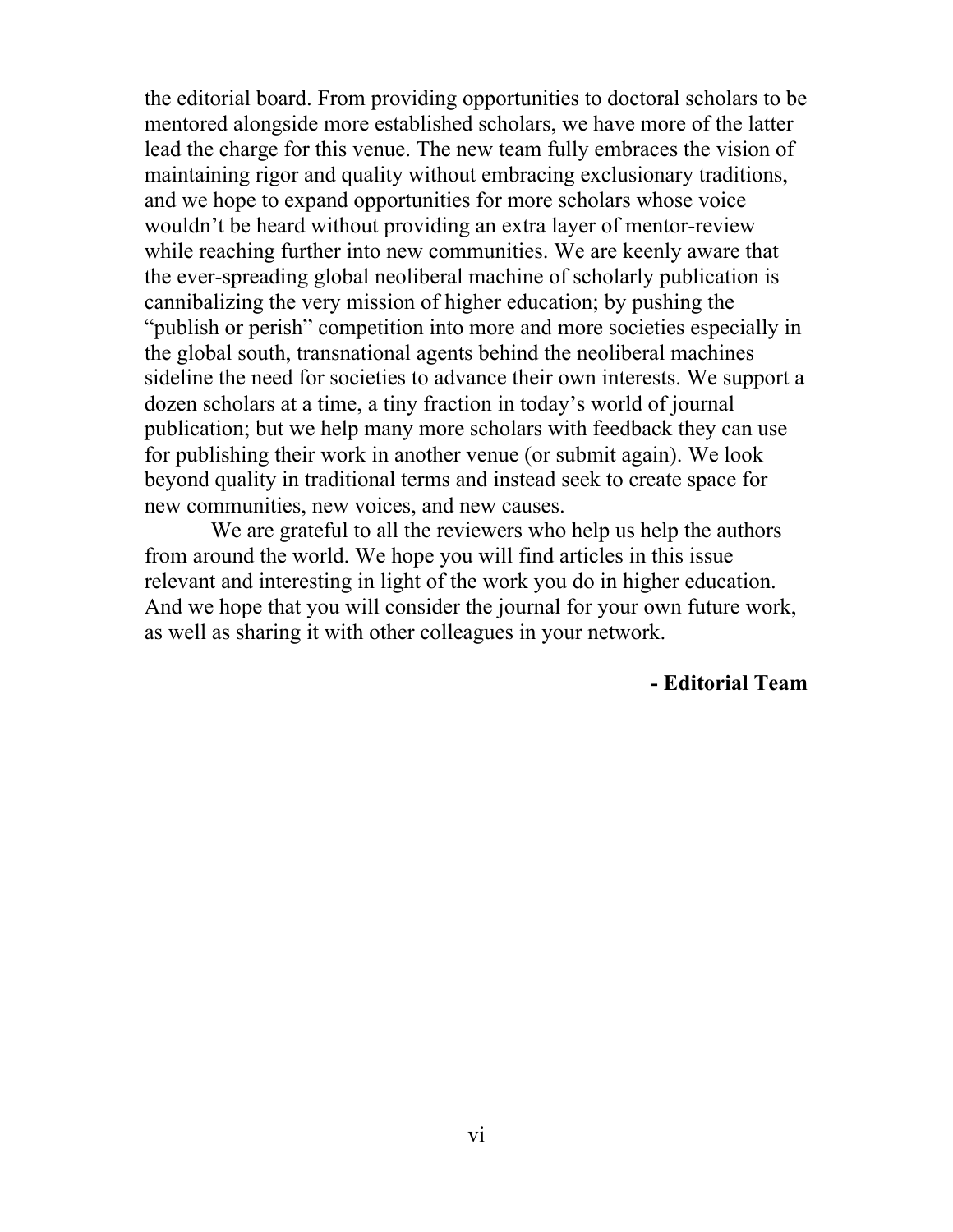the editorial board. From providing opportunities to doctoral scholars to be mentored alongside more established scholars, we have more of the latter lead the charge for this venue. The new team fully embraces the vision of maintaining rigor and quality without embracing exclusionary traditions, and we hope to expand opportunities for more scholars whose voice wouldn't be heard without providing an extra layer of mentor-review while reaching further into new communities. We are keenly aware that the ever-spreading global neoliberal machine of scholarly publication is cannibalizing the very mission of higher education; by pushing the "publish or perish" competition into more and more societies especially in the global south, transnational agents behind the neoliberal machines sideline the need for societies to advance their own interests. We support a dozen scholars at a time, a tiny fraction in today's world of journal publication; but we help many more scholars with feedback they can use for publishing their work in another venue (or submit again). We look beyond quality in traditional terms and instead seek to create space for new communities, new voices, and new causes.

We are grateful to all the reviewers who help us help the authors from around the world. We hope you will find articles in this issue relevant and interesting in light of the work you do in higher education. And we hope that you will consider the journal for your own future work, as well as sharing it with other colleagues in your network.

**- Editorial Team**